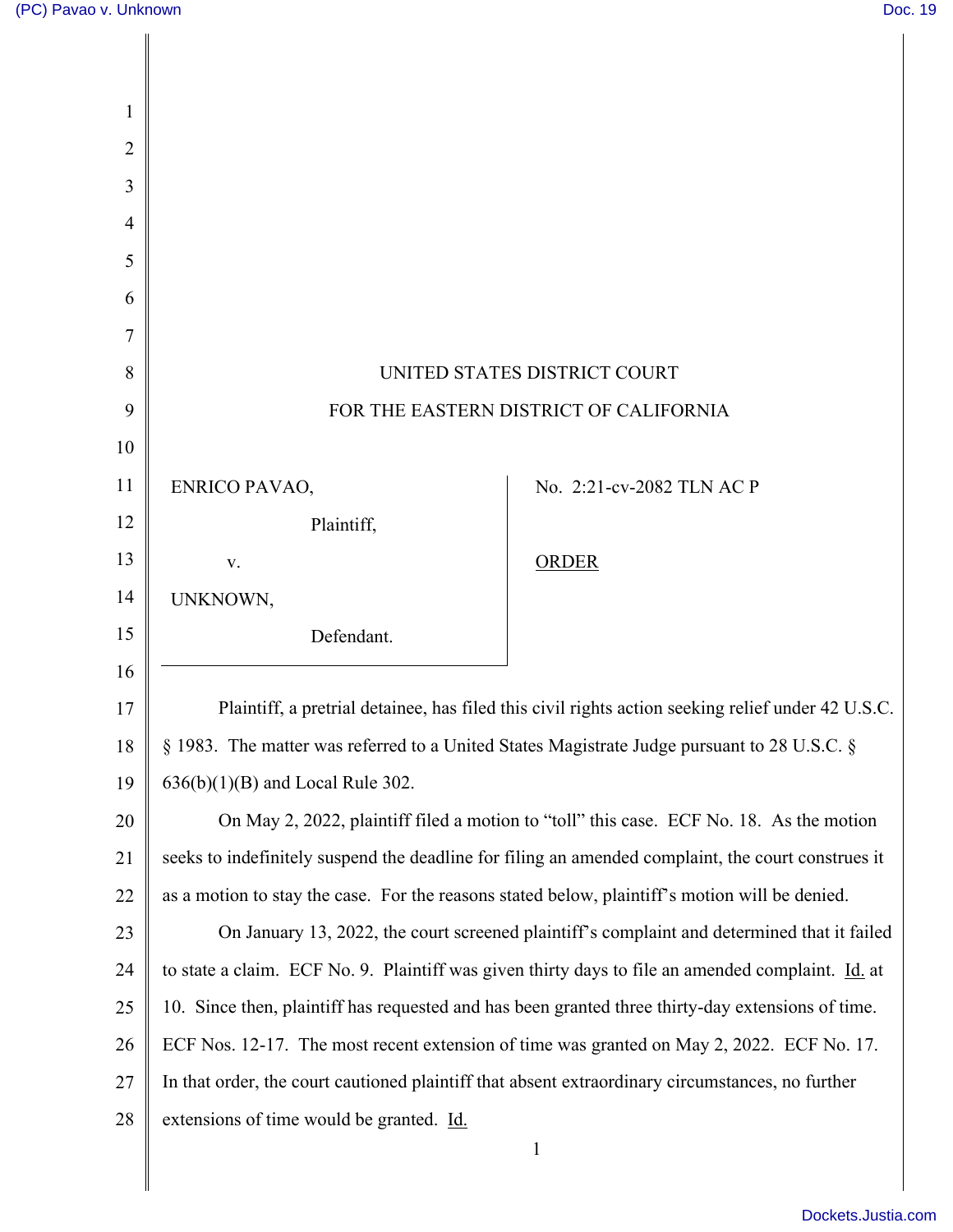UNITED STATES DISTRICT COURT

FOR THE EASTERN DISTRICT OF CALIFORNIA

| | |
|---|---|
| ENRICO PAVAO,<br>Plaintiff,<br>v.<br>UNKNOWN,<br>Defendant. | No. 2:21-cv-2082 TLN AC P<br><br><u>ORDER</u> |

Plaintiff, a pretrial detainee, has filed this civil rights action seeking relief under 42 U.S.C. § 1983. The matter was referred to a United States Magistrate Judge pursuant to 28 U.S.C. § 636(b)(1)(B) and Local Rule 302.

On May 2, 2022, plaintiff filed a motion to "toll" this case. ECF No. 18. As the motion seeks to indefinitely suspend the deadline for filing an amended complaint, the court construes it as a motion to stay the case. For the reasons stated below, plaintiff's motion will be denied.

On January 13, 2022, the court screened plaintiff's complaint and determined that it failed to state a claim. ECF No. 9. Plaintiff was given thirty days to file an amended complaint. <u>Id.</u> at 10. Since then, plaintiff has requested and has been granted three thirty-day extensions of time. ECF Nos. 12-17. The most recent extension of time was granted on May 2, 2022. ECF No. 17. In that order, the court cautioned plaintiff that absent extraordinary circumstances, no further extensions of time would be granted. <u>Id.</u>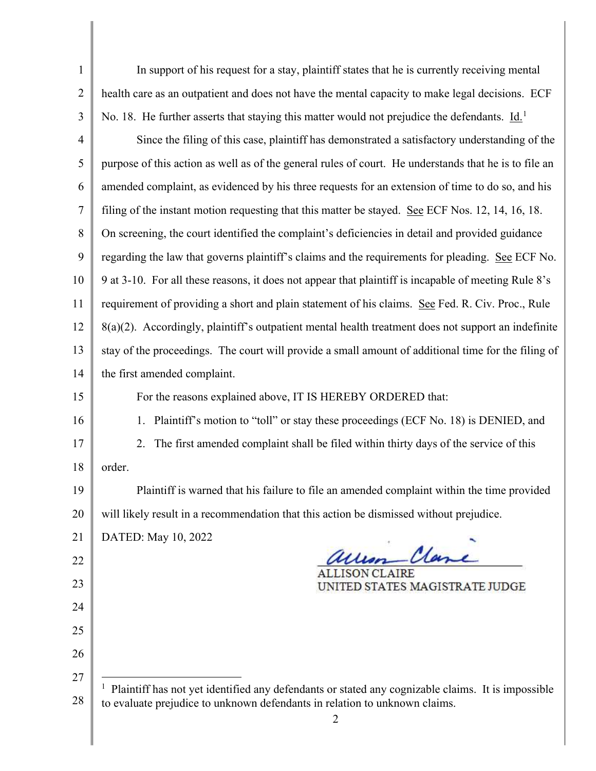In support of his request for a stay, plaintiff states that he is currently receiving mental health care as an outpatient and does not have the mental capacity to make legal decisions. ECF No. 18. He further asserts that staying this matter would not prejudice the defendants. Id.[1]

Since the filing of this case, plaintiff has demonstrated a satisfactory understanding of the purpose of this action as well as of the general rules of court. He understands that he is to file an amended complaint, as evidenced by his three requests for an extension of time to do so, and his filing of the instant motion requesting that this matter be stayed. See ECF Nos. 12, 14, 16, 18. On screening, the court identified the complaint's deficiencies in detail and provided guidance regarding the law that governs plaintiff's claims and the requirements for pleading. See ECF No. 9 at 3-10. For all these reasons, it does not appear that plaintiff is incapable of meeting Rule 8's requirement of providing a short and plain statement of his claims. See Fed. R. Civ. Proc., Rule 8(a)(2). Accordingly, plaintiff's outpatient mental health treatment does not support an indefinite stay of the proceedings. The court will provide a small amount of additional time for the filing of the first amended complaint.

For the reasons explained above, IT IS HEREBY ORDERED that:

1. Plaintiff's motion to "toll" or stay these proceedings (ECF No. 18) is DENIED, and

2. The first amended complaint shall be filed within thirty days of the service of this order.

Plaintiff is warned that his failure to file an amended complaint within the time provided will likely result in a recommendation that this action be dismissed without prejudice.

DATED: May 10, 2022

ALLISON CLAIRE
UNITED STATES MAGISTRATE JUDGE

[1] Plaintiff has not yet identified any defendants or stated any cognizable claims. It is impossible to evaluate prejudice to unknown defendants in relation to unknown claims.